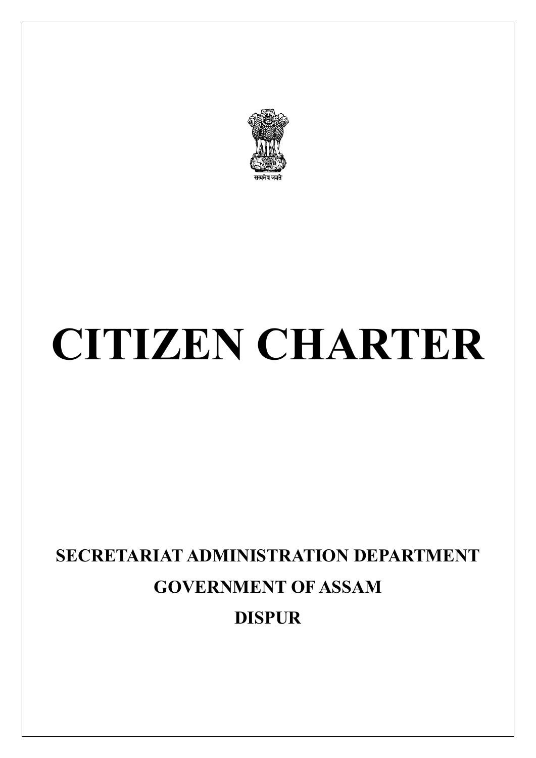सत्यमेव जयते

# CITIZEN CHARTER

## SECRETARIAT ADMINISTRATION DEPARTMENT

## GOVERNMENT OF ASSAM

## DISPUR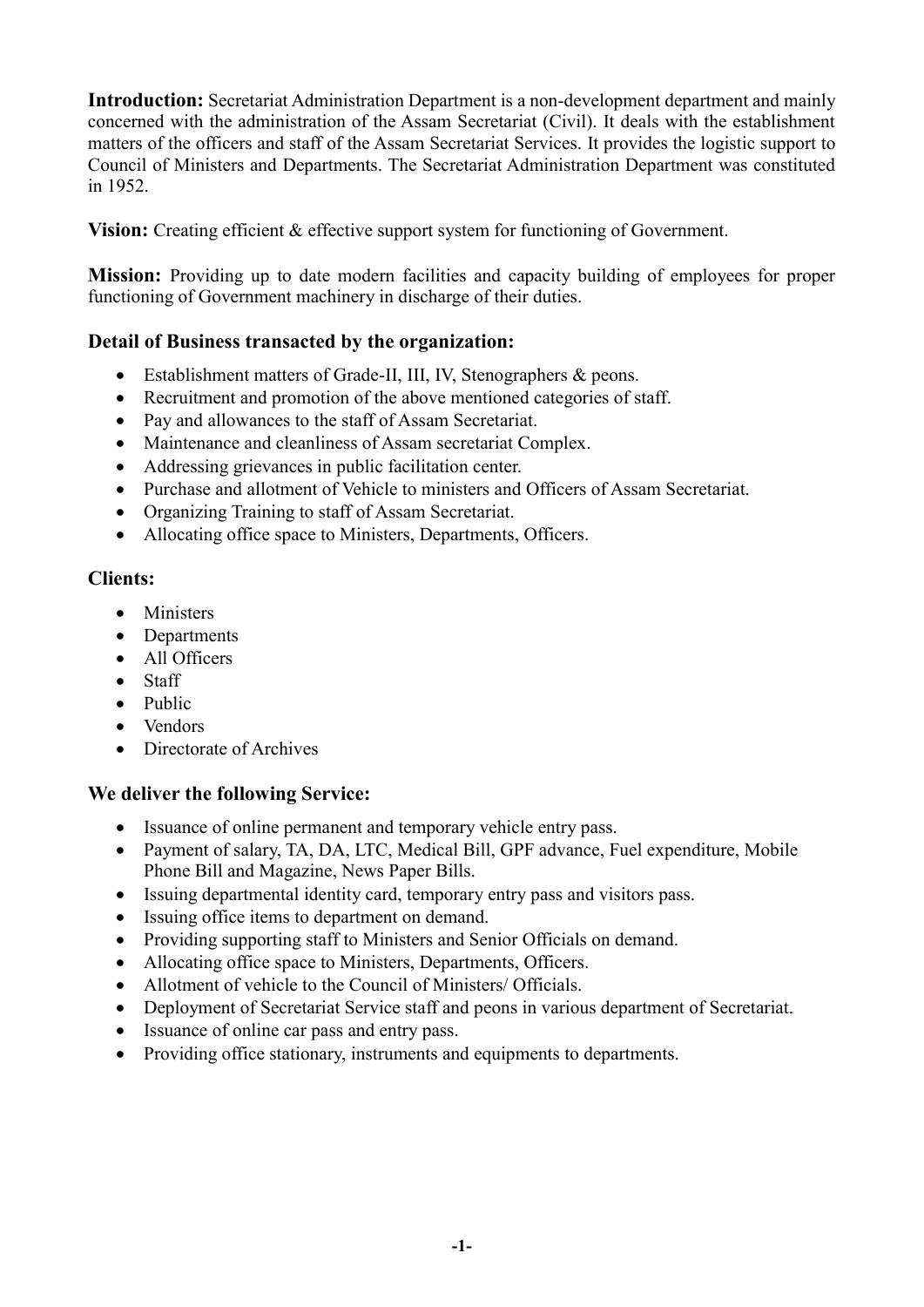**Introduction:** Secretariat Administration Department is a non-development department and mainly concerned with the administration of the Assam Secretariat (Civil). It deals with the establishment matters of the officers and staff of the Assam Secretariat Services. It provides the logistic support to Council of Ministers and Departments. The Secretariat Administration Department was constituted in 1952.

**Vision:** Creating efficient & effective support system for functioning of Government.

**Mission:** Providing up to date modern facilities and capacity building of employees for proper functioning of Government machinery in discharge of their duties.

### Detail of Business transacted by the organization:

- Establishment matters of Grade-II, III, IV, Stenographers & peons.
- Recruitment and promotion of the above mentioned categories of staff.
- Pay and allowances to the staff of Assam Secretariat.
- Maintenance and cleanliness of Assam secretariat Complex.
- Addressing grievances in public facilitation center.
- Purchase and allotment of Vehicle to ministers and Officers of Assam Secretariat.
- Organizing Training to staff of Assam Secretariat.
- Allocating office space to Ministers, Departments, Officers.

### Clients:

- Ministers
- Departments
- All Officers
- Staff
- Public
- Vendors
- Directorate of Archives

### We deliver the following Service:

- Issuance of online permanent and temporary vehicle entry pass.
- Payment of salary, TA, DA, LTC, Medical Bill, GPF advance, Fuel expenditure, Mobile Phone Bill and Magazine, News Paper Bills.
- Issuing departmental identity card, temporary entry pass and visitors pass.
- Issuing office items to department on demand.
- Providing supporting staff to Ministers and Senior Officials on demand.
- Allocating office space to Ministers, Departments, Officers.
- Allotment of vehicle to the Council of Ministers/ Officials.
- Deployment of Secretariat Service staff and peons in various department of Secretariat.
- Issuance of online car pass and entry pass.
- Providing office stationary, instruments and equipments to departments.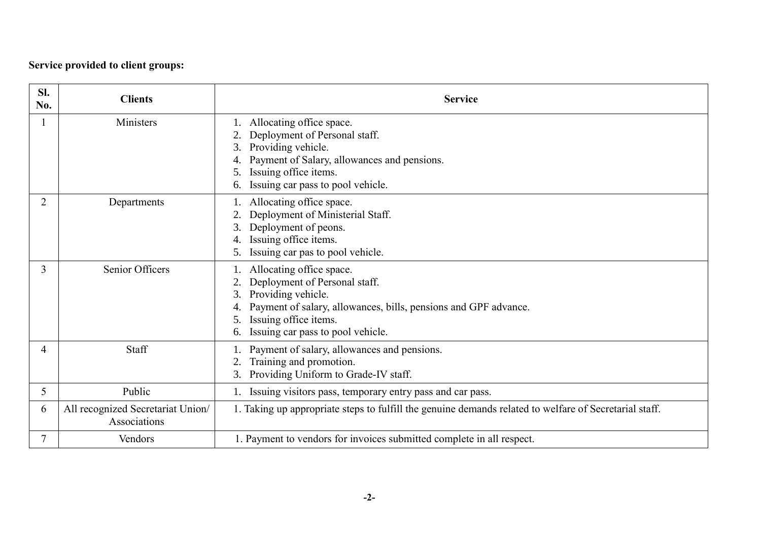**Service provided to client groups:**

| Sl. No. | Clients | Service |
|---|---|---|
| 1 | Ministers | 1. Allocating office space.<br>2. Deployment of Personal staff.<br>3. Providing vehicle.<br>4. Payment of Salary, allowances and pensions.<br>5. Issuing office items.<br>6. Issuing car pass to pool vehicle. |
| 2 | Departments | 1. Allocating office space.<br>2. Deployment of Ministerial Staff.<br>3. Deployment of peons.<br>4. Issuing office items.<br>5. Issuing car pas to pool vehicle. |
| 3 | Senior Officers | 1. Allocating office space.<br>2. Deployment of Personal staff.<br>3. Providing vehicle.<br>4. Payment of salary, allowances, bills, pensions and GPF advance.<br>5. Issuing office items.<br>6. Issuing car pass to pool vehicle. |
| 4 | Staff | 1. Payment of salary, allowances and pensions.<br>2. Training and promotion.<br>3. Providing Uniform to Grade-IV staff. |
| 5 | Public | 1. Issuing visitors pass, temporary entry pass and car pass. |
| 6 | All recognized Secretariat Union/ Associations | 1. Taking up appropriate steps to fulfill the genuine demands related to welfare of Secretarial staff. |
| 7 | Vendors | 1. Payment to vendors for invoices submitted complete in all respect. |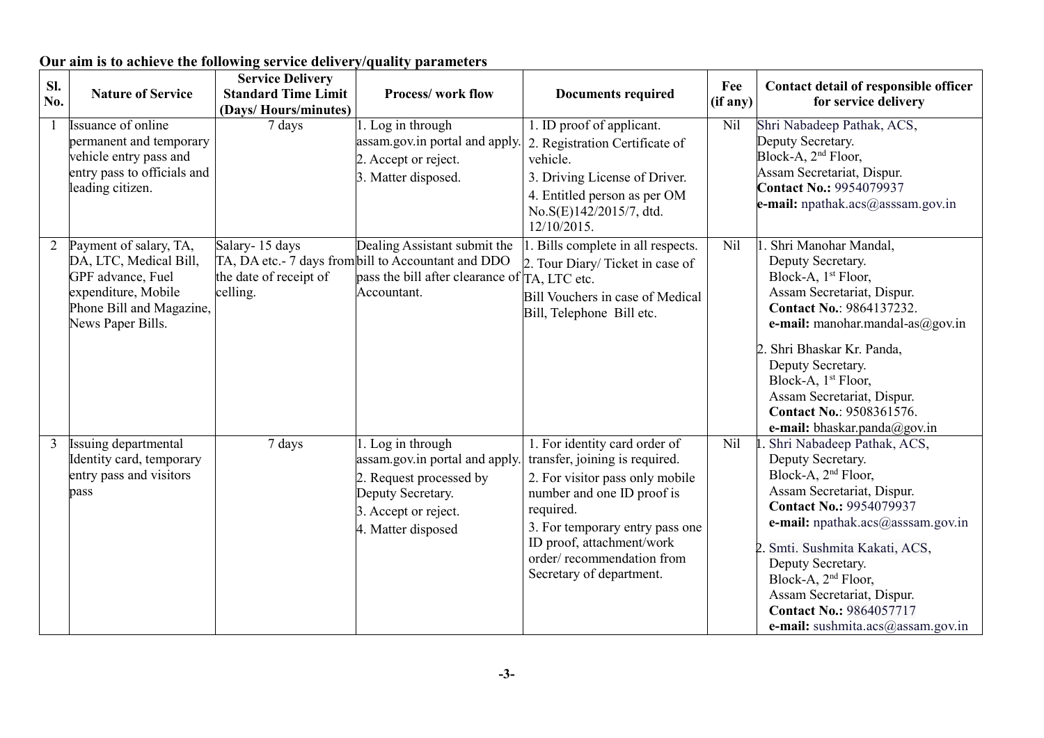**Our aim is to achieve the following service delivery/quality parameters**

| Sl. No. | Nature of Service | Service Delivery Standard Time Limit (Days/ Hours/minutes) | Process/ work flow | Documents required | Fee (if any) | Contact detail of responsible officer for service delivery |
|---|---|---|---|---|---|---|
| 1 | Issuance of online permanent and temporary vehicle entry pass and entry pass to officials and leading citizen. | 7 days | 1. Log in through assam.gov.in portal and apply.<br>2. Accept or reject.<br>3. Matter disposed. | 1. ID proof of applicant.<br>2. Registration Certificate of vehicle.<br>3. Driving License of Driver.<br>4. Entitled person as per OM No.S(E)142/2015/7, dtd. 12/10/2015. | Nil | Shri Nabadeep Pathak, ACS, Deputy Secretary. Block-A, 2nd Floor, Assam Secretariat, Dispur. **Contact No.:** 9954079937 **e-mail:** npathak.acs@asssam.gov.in |
| 2 | Payment of salary, TA, DA, LTC, Medical Bill, GPF advance, Fuel expenditure, Mobile Phone Bill and Magazine, News Paper Bills. | Salary- 15 days<br>TA, DA etc.- 7 days from the date of receipt of celling. | Dealing Assistant submit the bill to Accountant and DDO pass the bill after clearance of Accountant. | 1. Bills complete in all respects.<br>2. Tour Diary/ Ticket in case of TA, LTC etc.<br>Bill Vouchers in case of Medical Bill, Telephone Bill etc. | Nil | 1. Shri Manohar Mandal, Deputy Secretary. Block-A, 1st Floor, Assam Secretariat, Dispur. **Contact No.**: 9864137232. **e-mail:** manohar.mandal-as@gov.in<br>2. Shri Bhaskar Kr. Panda, Deputy Secretary. Block-A, 1st Floor, Assam Secretariat, Dispur. **Contact No.**: 9508361576. **e-mail:** bhaskar.panda@gov.in |
| 3 | Issuing departmental Identity card, temporary entry pass and visitors pass | 7 days | 1. Log in through assam.gov.in portal and apply.<br>2. Request processed by Deputy Secretary.<br>3. Accept or reject.<br>4. Matter disposed | 1. For identity card order of transfer, joining is required.<br>2. For visitor pass only mobile number and one ID proof is required.<br>3. For temporary entry pass one ID proof, attachment/work order/ recommendation from Secretary of department. | Nil | 1. Shri Nabadeep Pathak, ACS, Deputy Secretary. Block-A, 2nd Floor, Assam Secretariat, Dispur. **Contact No.:** 9954079937 **e-mail:** npathak.acs@asssam.gov.in<br>2. Smti. Sushmita Kakati, ACS, Deputy Secretary. Block-A, 2nd Floor, Assam Secretariat, Dispur. **Contact No.:** 9864057717 **e-mail:** sushmita.acs@assam.gov.in |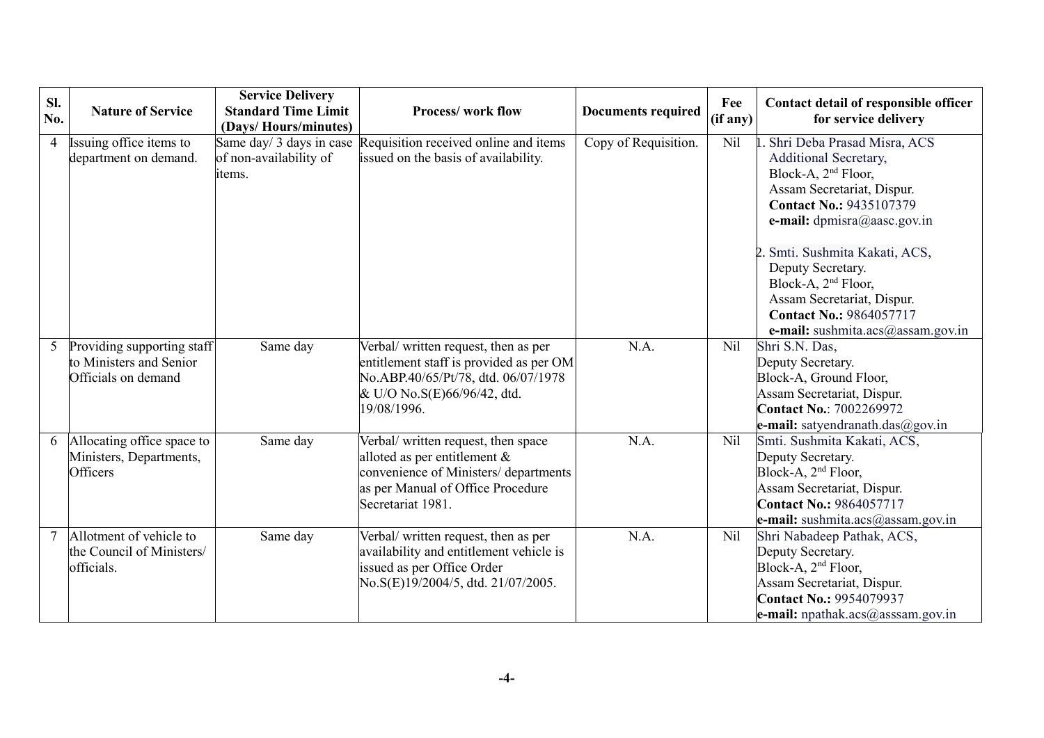| Sl. No. | Nature of Service | Service Delivery Standard Time Limit (Days/ Hours/minutes) | Process/ work flow | Documents required | Fee (if any) | Contact detail of responsible officer for service delivery |
|---|---|---|---|---|---|---|
| 4 | Issuing office items to department on demand. | Same day/ 3 days in case of non-availability of items. | Requisition received online and items issued on the basis of availability. | Copy of Requisition. | Nil | 1. Shri Deba Prasad Misra, ACS Additional Secretary, Block-A, 2nd Floor, Assam Secretariat, Dispur. **Contact No.:** 9435107379 **e-mail:** dpmisra@aasc.gov.in<br>2. Smti. Sushmita Kakati, ACS, Deputy Secretary. Block-A, 2nd Floor, Assam Secretariat, Dispur. **Contact No.:** 9864057717 **e-mail:** sushmita.acs@assam.gov.in |
| 5 | Providing supporting staff to Ministers and Senior Officials on demand | Same day | Verbal/ written request, then as per entitlement staff is provided as per OM No.ABP.40/65/Pt/78, dtd. 06/07/1978 & U/O No.S(E)66/96/42, dtd. 19/08/1996. | N.A. | Nil | Shri S.N. Das, Deputy Secretary. Block-A, Ground Floor, Assam Secretariat, Dispur. **Contact No.**: 7002269972 **e-mail:** satyendranath.das@gov.in |
| 6 | Allocating office space to Ministers, Departments, Officers | Same day | Verbal/ written request, then space alloted as per entitlement & convenience of Ministers/ departments as per Manual of Office Procedure Secretariat 1981. | N.A. | Nil | Smti. Sushmita Kakati, ACS, Deputy Secretary. Block-A, 2nd Floor, Assam Secretariat, Dispur. **Contact No.:** 9864057717 **e-mail:** sushmita.acs@assam.gov.in |
| 7 | Allotment of vehicle to the Council of Ministers/ officials. | Same day | Verbal/ written request, then as per availability and entitlement vehicle is issued as per Office Order No.S(E)19/2004/5, dtd. 21/07/2005. | N.A. | Nil | Shri Nabadeep Pathak, ACS, Deputy Secretary. Block-A, 2nd Floor, Assam Secretariat, Dispur. **Contact No.:** 9954079937 **e-mail:** npathak.acs@asssam.gov.in |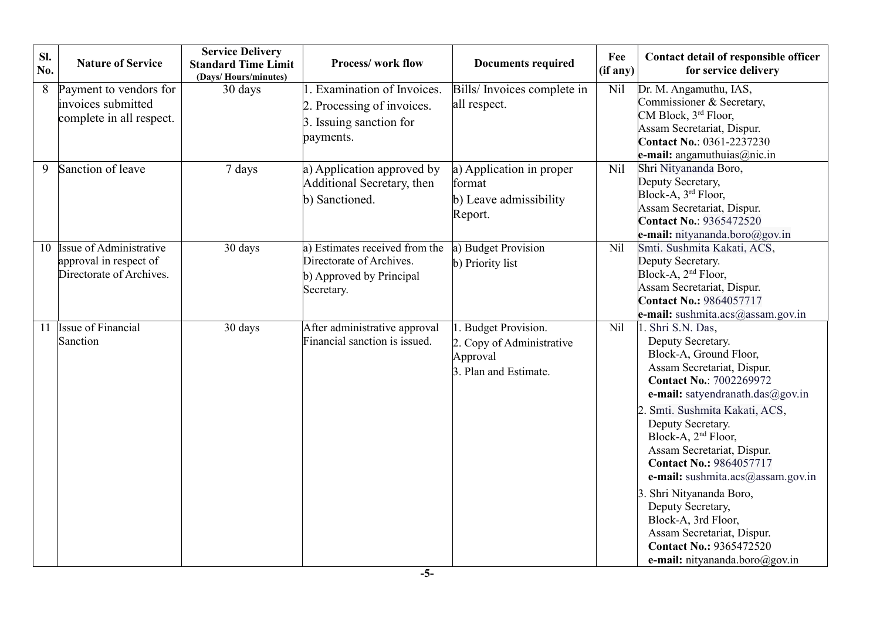| Sl. No. | Nature of Service | Service Delivery Standard Time Limit (Days/ Hours/minutes) | Process/ work flow | Documents required | Fee (if any) | Contact detail of responsible officer for service delivery |
|---|---|---|---|---|---|---|
| 8 | Payment to vendors for invoices submitted complete in all respect. | 30 days | 1. Examination of Invoices.<br>2. Processing of invoices.<br>3. Issuing sanction for payments. | Bills/ Invoices complete in all respect. | Nil | Dr. M. Angamuthu, IAS,<br>Commissioner & Secretary,<br>CM Block, 3rd Floor,<br>Assam Secretariat, Dispur.<br>**Contact No.**: 0361-2237230<br>**e-mail:** angamuthuias@nic.in |
| 9 | Sanction of leave | 7 days | a) Application approved by Additional Secretary, then<br>b) Sanctioned. | a) Application in proper format<br>b) Leave admissibility Report. | Nil | Shri Nityananda Boro,<br>Deputy Secretary,<br>Block-A, 3rd Floor,<br>Assam Secretariat, Dispur.<br>**Contact No.**: 9365472520<br>**e-mail:** nityananda.boro@gov.in |
| 10 | Issue of Administrative approval in respect of Directorate of Archives. | 30 days | a) Estimates received from the Directorate of Archives.<br>b) Approved by Principal Secretary. | a) Budget Provision<br>b) Priority list | Nil | Smti. Sushmita Kakati, ACS,<br>Deputy Secretary.<br>Block-A, 2nd Floor,<br>Assam Secretariat, Dispur.<br>**Contact No.:** 9864057717<br>**e-mail:** sushmita.acs@assam.gov.in |
| 11 | Issue of Financial Sanction | 30 days | After administrative approval Financial sanction is issued. | 1. Budget Provision.<br>2. Copy of Administrative Approval<br>3. Plan and Estimate. | Nil | 1. Shri S.N. Das,<br>Deputy Secretary.<br>Block-A, Ground Floor,<br>Assam Secretariat, Dispur.<br>**Contact No.**: 7002269972<br>**e-mail:** satyendranath.das@gov.in<br>2. Smti. Sushmita Kakati, ACS,<br>Deputy Secretary.<br>Block-A, 2nd Floor,<br>Assam Secretariat, Dispur.<br>**Contact No.:** 9864057717<br>**e-mail:** sushmita.acs@assam.gov.in<br>3. Shri Nityananda Boro,<br>Deputy Secretary,<br>Block-A, 3rd Floor,<br>Assam Secretariat, Dispur.<br>**Contact No.:** 9365472520<br>**e-mail:** nityananda.boro@gov.in |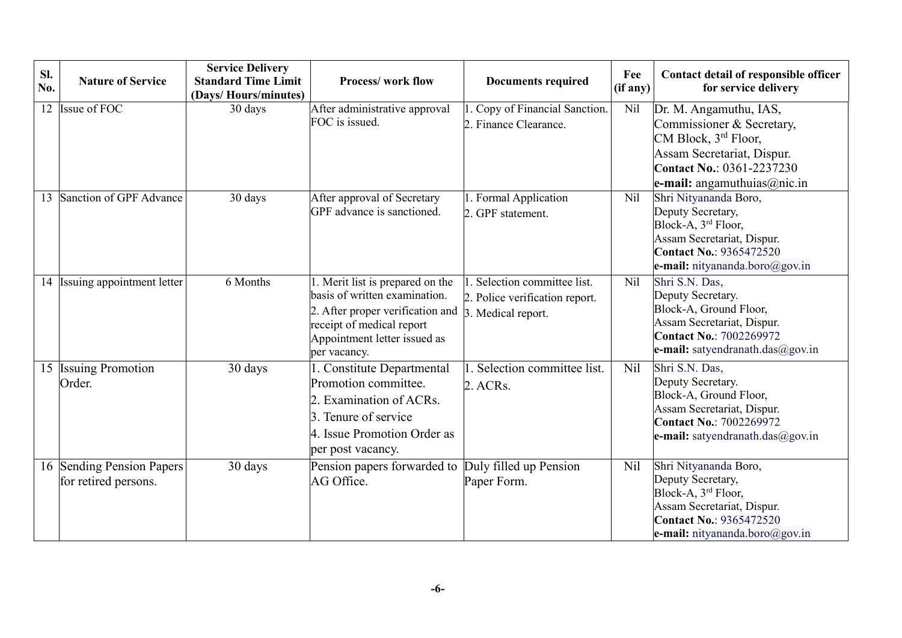| Sl. No. | Nature of Service | Service Delivery Standard Time Limit (Days/ Hours/minutes) | Process/ work flow | Documents required | Fee (if any) | Contact detail of responsible officer for service delivery |
|---|---|---|---|---|---|---|
| 12 | Issue of FOC | 30 days | After administrative approval FOC is issued. | 1. Copy of Financial Sanction.<br>2. Finance Clearance. | Nil | Dr. M. Angamuthu, IAS,<br>Commissioner & Secretary,<br>CM Block, 3rd Floor,<br>Assam Secretariat, Dispur.<br>**Contact No.**: 0361-2237230<br>**e-mail:** angamuthuias@nic.in |
| 13 | Sanction of GPF Advance | 30 days | After approval of Secretary GPF advance is sanctioned. | 1. Formal Application<br>2. GPF statement. | Nil | Shri Nityananda Boro,<br>Deputy Secretary,<br>Block-A, 3rd Floor,<br>Assam Secretariat, Dispur.<br>**Contact No.**: 9365472520<br>**e-mail:** nityananda.boro@gov.in |
| 14 | Issuing appointment letter | 6 Months | 1. Merit list is prepared on the basis of written examination.<br>2. After proper verification and receipt of medical report Appointment letter issued as per vacancy. | 1. Selection committee list.<br>2. Police verification report.<br>3. Medical report. | Nil | Shri S.N. Das,<br>Deputy Secretary.<br>Block-A, Ground Floor,<br>Assam Secretariat, Dispur.<br>**Contact No.**: 7002269972<br>**e-mail:** satyendranath.das@gov.in |
| 15 | Issuing Promotion Order. | 30 days | 1. Constitute Departmental Promotion committee.<br>2. Examination of ACRs.<br>3. Tenure of service<br>4. Issue Promotion Order as per post vacancy. | 1. Selection committee list.<br>2. ACRs. | Nil | Shri S.N. Das,<br>Deputy Secretary.<br>Block-A, Ground Floor,<br>Assam Secretariat, Dispur.<br>**Contact No.**: 7002269972<br>**e-mail:** satyendranath.das@gov.in |
| 16 | Sending Pension Papers for retired persons. | 30 days | Pension papers forwarded to AG Office. | Duly filled up Pension Paper Form. | Nil | Shri Nityananda Boro,<br>Deputy Secretary,<br>Block-A, 3rd Floor,<br>Assam Secretariat, Dispur.<br>**Contact No.**: 9365472520<br>**e-mail:** nityananda.boro@gov.in |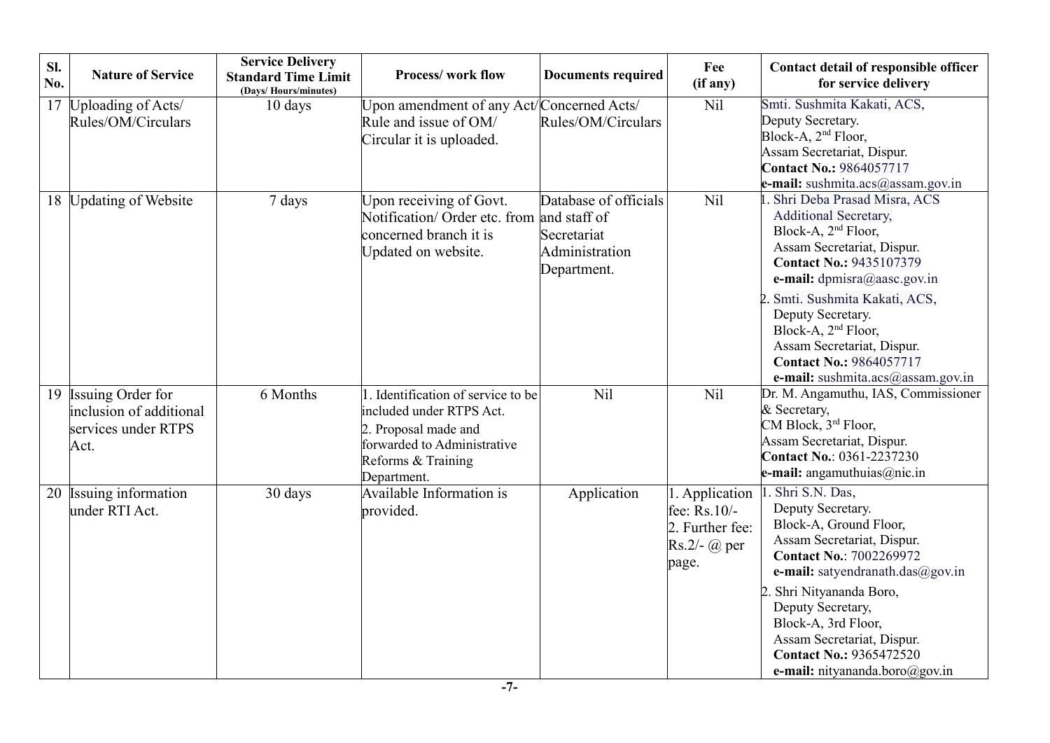| Sl. No. | Nature of Service | Service Delivery Standard Time Limit (Days/ Hours/minutes) | Process/ work flow | Documents required | Fee (if any) | Contact detail of responsible officer for service delivery |
|---|---|---|---|---|---|---|
| 17 | Uploading of Acts/ Rules/OM/Circulars | 10 days | Upon amendment of any Act/ Rule and issue of OM/ Circular it is uploaded. | Concerned Acts/ Rules/OM/Circulars | Nil | Smti. Sushmita Kakati, ACS, Deputy Secretary. Block-A, 2nd Floor, Assam Secretariat, Dispur. **Contact No.:** 9864057717 **e-mail:** sushmita.acs@assam.gov.in |
| 18 | Updating of Website | 7 days | Upon receiving of Govt. Notification/ Order etc. from concerned branch it is Updated on website. | Database of officials and staff of Secretariat Administration Department. | Nil | 1. Shri Deba Prasad Misra, ACS Additional Secretary, Block-A, 2nd Floor, Assam Secretariat, Dispur. **Contact No.:** 9435107379 **e-mail:** dpmisra@aasc.gov.in<br>2. Smti. Sushmita Kakati, ACS, Deputy Secretary. Block-A, 2nd Floor, Assam Secretariat, Dispur. **Contact No.:** 9864057717 **e-mail:** sushmita.acs@assam.gov.in |
| 19 | Issuing Order for inclusion of additional services under RTPS Act. | 6 Months | 1. Identification of service to be included under RTPS Act.<br>2. Proposal made and forwarded to Administrative Reforms & Training Department. | Nil | Nil | Dr. M. Angamuthu, IAS, Commissioner & Secretary, CM Block, 3rd Floor, Assam Secretariat, Dispur. **Contact No.**: 0361-2237230 **e-mail:** angamuthuias@nic.in |
| 20 | Issuing information under RTI Act. | 30 days | Available Information is provided. | Application | 1. Application fee: Rs.10/-<br>2. Further fee: Rs.2/- @ per page. | 1. Shri S.N. Das, Deputy Secretary. Block-A, Ground Floor, Assam Secretariat, Dispur. **Contact No.**: 7002269972 **e-mail:** satyendranath.das@gov.in<br>2. Shri Nityananda Boro, Deputy Secretary, Block-A, 3rd Floor, Assam Secretariat, Dispur. **Contact No.:** 9365472520 **e-mail:** nityananda.boro@gov.in |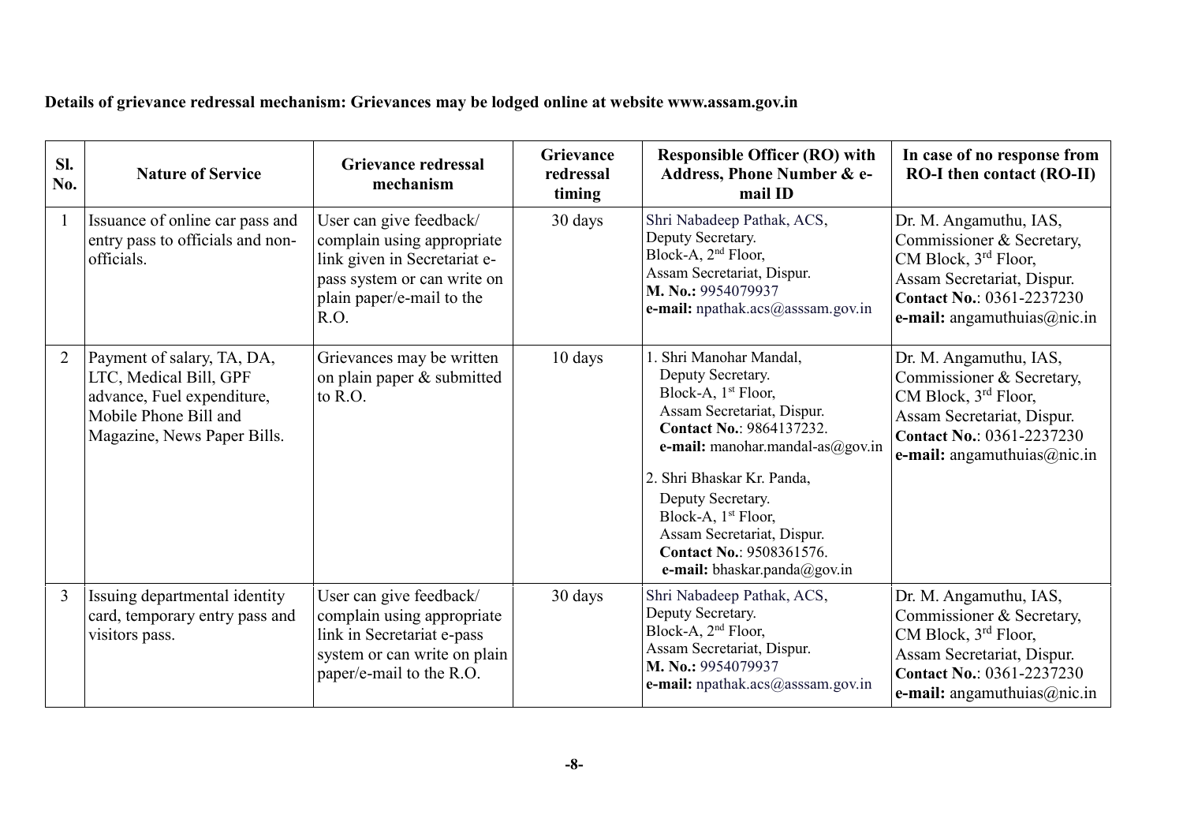**Details of grievance redressal mechanism: Grievances may be lodged online at website www.assam.gov.in**

| Sl. No. | Nature of Service | Grievance redressal mechanism | Grievance redressal timing | Responsible Officer (RO) with Address, Phone Number & e-mail ID | In case of no response from RO-I then contact (RO-II) |
|---|---|---|---|---|---|
| 1 | Issuance of online car pass and entry pass to officials and non-officials. | User can give feedback/ complain using appropriate link given in Secretariat e-pass system or can write on plain paper/e-mail to the R.O. | 30 days | Shri Nabadeep Pathak, ACS, Deputy Secretary. Block-A, 2nd Floor, Assam Secretariat, Dispur. **M. No.:** 9954079937 **e-mail:** npathak.acs@asssam.gov.in | Dr. M. Angamuthu, IAS, Commissioner & Secretary, CM Block, 3rd Floor, Assam Secretariat, Dispur. **Contact No.**: 0361-2237230 **e-mail:** angamuthuias@nic.in |
| 2 | Payment of salary, TA, DA, LTC, Medical Bill, GPF advance, Fuel expenditure, Mobile Phone Bill and Magazine, News Paper Bills. | Grievances may be written on plain paper & submitted to R.O. | 10 days | 1. Shri Manohar Mandal, Deputy Secretary. Block-A, 1st Floor, Assam Secretariat, Dispur. **Contact No.**: 9864137232. **e-mail:** manohar.mandal-as@gov.in<br>2. Shri Bhaskar Kr. Panda, Deputy Secretary. Block-A, 1st Floor, Assam Secretariat, Dispur. **Contact No.**: 9508361576. **e-mail:** bhaskar.panda@gov.in | Dr. M. Angamuthu, IAS, Commissioner & Secretary, CM Block, 3rd Floor, Assam Secretariat, Dispur. **Contact No.**: 0361-2237230 **e-mail:** angamuthuias@nic.in |
| 3 | Issuing departmental identity card, temporary entry pass and visitors pass. | User can give feedback/ complain using appropriate link in Secretariat e-pass system or can write on plain paper/e-mail to the R.O. | 30 days | Shri Nabadeep Pathak, ACS, Deputy Secretary. Block-A, 2nd Floor, Assam Secretariat, Dispur. **M. No.:** 9954079937 **e-mail:** npathak.acs@asssam.gov.in | Dr. M. Angamuthu, IAS, Commissioner & Secretary, CM Block, 3rd Floor, Assam Secretariat, Dispur. **Contact No.**: 0361-2237230 **e-mail:** angamuthuias@nic.in |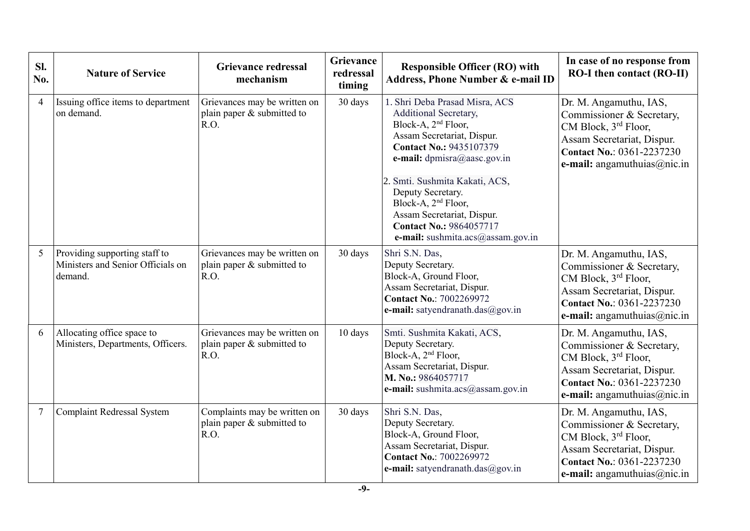| Sl. No. | Nature of Service | Grievance redressal mechanism | Grievance redressal timing | Responsible Officer (RO) with Address, Phone Number & e-mail ID | In case of no response from RO-I then contact (RO-II) |
|---|---|---|---|---|---|
| 4 | Issuing office items to department on demand. | Grievances may be written on plain paper & submitted to R.O. | 30 days | 1. Shri Deba Prasad Misra, ACS Additional Secretary, Block-A, 2nd Floor, Assam Secretariat, Dispur. **Contact No.:** 9435107379 **e-mail:** dpmisra@aasc.gov.in<br><br>2. Smti. Sushmita Kakati, ACS, Deputy Secretary. Block-A, 2nd Floor, Assam Secretariat, Dispur. **Contact No.:** 9864057717 **e-mail:** sushmita.acs@assam.gov.in | Dr. M. Angamuthu, IAS, Commissioner & Secretary, CM Block, 3rd Floor, Assam Secretariat, Dispur. **Contact No.**: 0361-2237230 **e-mail:** angamuthuias@nic.in |
| 5 | Providing supporting staff to Ministers and Senior Officials on demand. | Grievances may be written on plain paper & submitted to R.O. | 30 days | Shri S.N. Das, Deputy Secretary. Block-A, Ground Floor, Assam Secretariat, Dispur. **Contact No.**: 7002269972 **e-mail:** satyendranath.das@gov.in | Dr. M. Angamuthu, IAS, Commissioner & Secretary, CM Block, 3rd Floor, Assam Secretariat, Dispur. **Contact No.**: 0361-2237230 **e-mail:** angamuthuias@nic.in |
| 6 | Allocating office space to Ministers, Departments, Officers. | Grievances may be written on plain paper & submitted to R.O. | 10 days | Smti. Sushmita Kakati, ACS, Deputy Secretary. Block-A, 2nd Floor, Assam Secretariat, Dispur. **M. No.:** 9864057717 **e-mail:** sushmita.acs@assam.gov.in | Dr. M. Angamuthu, IAS, Commissioner & Secretary, CM Block, 3rd Floor, Assam Secretariat, Dispur. **Contact No.**: 0361-2237230 **e-mail:** angamuthuias@nic.in |
| 7 | Complaint Redressal System | Complaints may be written on plain paper & submitted to R.O. | 30 days | Shri S.N. Das, Deputy Secretary. Block-A, Ground Floor, Assam Secretariat, Dispur. **Contact No.**: 7002269972 **e-mail:** satyendranath.das@gov.in | Dr. M. Angamuthu, IAS, Commissioner & Secretary, CM Block, 3rd Floor, Assam Secretariat, Dispur. **Contact No.**: 0361-2237230 **e-mail:** angamuthuias@nic.in |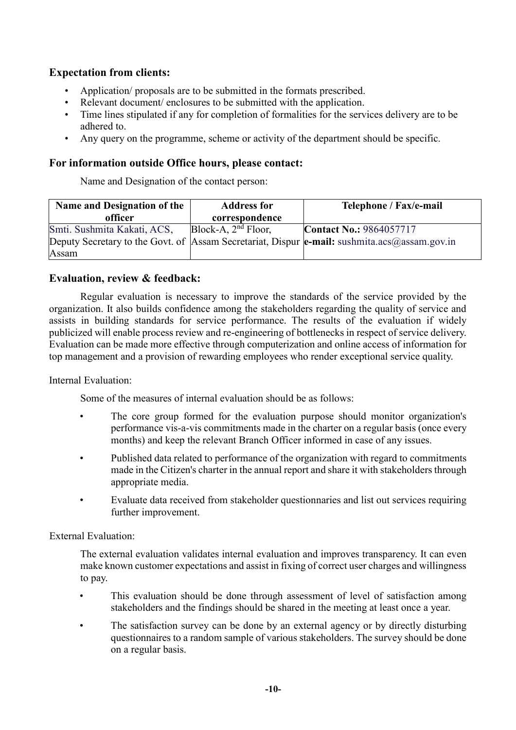### Expectation from clients:

- Application/ proposals are to be submitted in the formats prescribed.
- Relevant document/ enclosures to be submitted with the application.
- Time lines stipulated if any for completion of formalities for the services delivery are to be adhered to.
- Any query on the programme, scheme or activity of the department should be specific.

### For information outside Office hours, please contact:

Name and Designation of the contact person:

| Name and Designation of the officer | Address for correspondence | Telephone / Fax/e-mail |
|---|---|---|
| Smti. Sushmita Kakati, ACS, Deputy Secretary to the Govt. of Assam | Block-A, 2nd Floor, Assam Secretariat, Dispur | **Contact No.:** 9864057717 **e-mail:** sushmita.acs@assam.gov.in |

### Evaluation, review & feedback:

Regular evaluation is necessary to improve the standards of the service provided by the organization. It also builds confidence among the stakeholders regarding the quality of service and assists in building standards for service performance. The results of the evaluation if widely publicized will enable process review and re-engineering of bottlenecks in respect of service delivery. Evaluation can be made more effective through computerization and online access of information for top management and a provision of rewarding employees who render exceptional service quality.

Internal Evaluation:

Some of the measures of internal evaluation should be as follows:

- The core group formed for the evaluation purpose should monitor organization's performance vis-a-vis commitments made in the charter on a regular basis (once every months) and keep the relevant Branch Officer informed in case of any issues.
- Published data related to performance of the organization with regard to commitments made in the Citizen's charter in the annual report and share it with stakeholders through appropriate media.
- Evaluate data received from stakeholder questionnaries and list out services requiring further improvement.

External Evaluation:

The external evaluation validates internal evaluation and improves transparency. It can even make known customer expectations and assist in fixing of correct user charges and willingness to pay.

- This evaluation should be done through assessment of level of satisfaction among stakeholders and the findings should be shared in the meeting at least once a year.
- The satisfaction survey can be done by an external agency or by directly disturbing questionnaires to a random sample of various stakeholders. The survey should be done on a regular basis.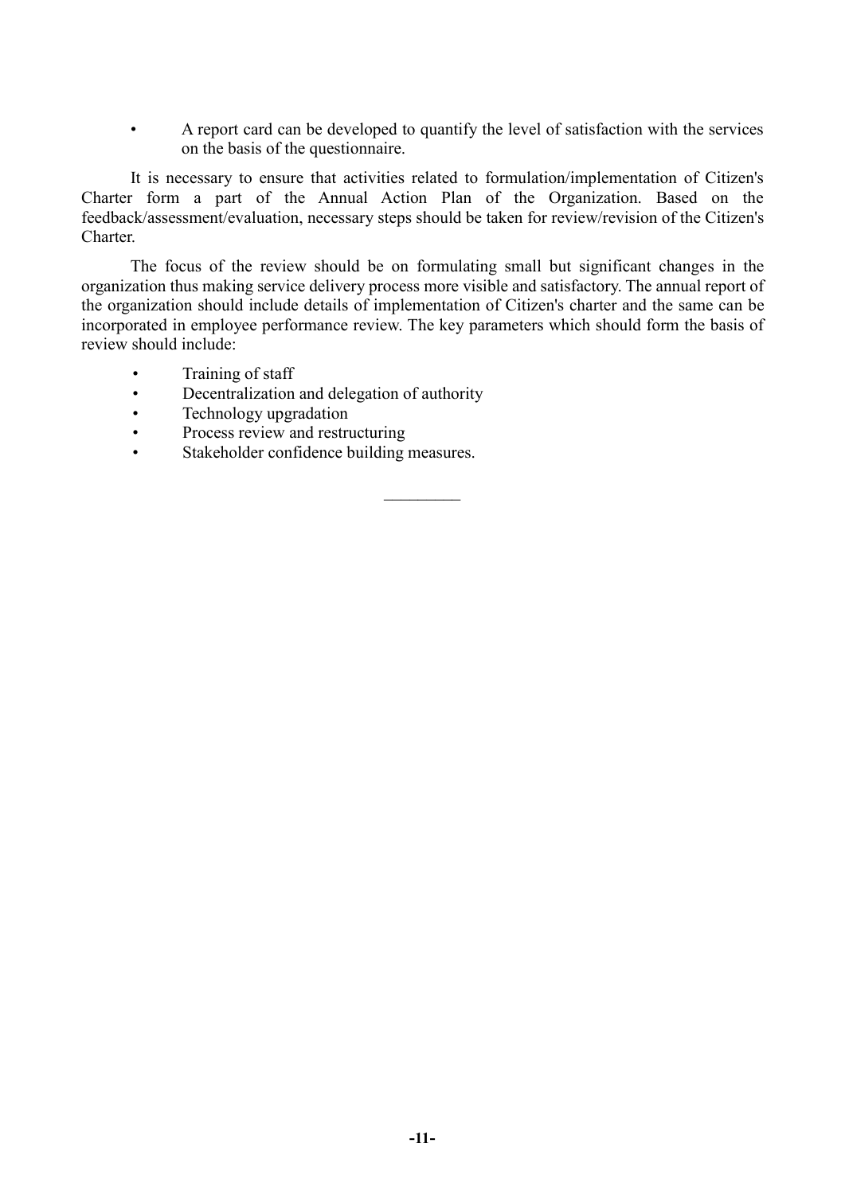- A report card can be developed to quantify the level of satisfaction with the services on the basis of the questionnaire.

It is necessary to ensure that activities related to formulation/implementation of Citizen's Charter form a part of the Annual Action Plan of the Organization. Based on the feedback/assessment/evaluation, necessary steps should be taken for review/revision of the Citizen's Charter.

The focus of the review should be on formulating small but significant changes in the organization thus making service delivery process more visible and satisfactory. The annual report of the organization should include details of implementation of Citizen's charter and the same can be incorporated in employee performance review. The key parameters which should form the basis of review should include:

- Training of staff
- Decentralization and delegation of authority
- Technology upgradation
- Process review and restructuring
- Stakeholder confidence building measures.

---